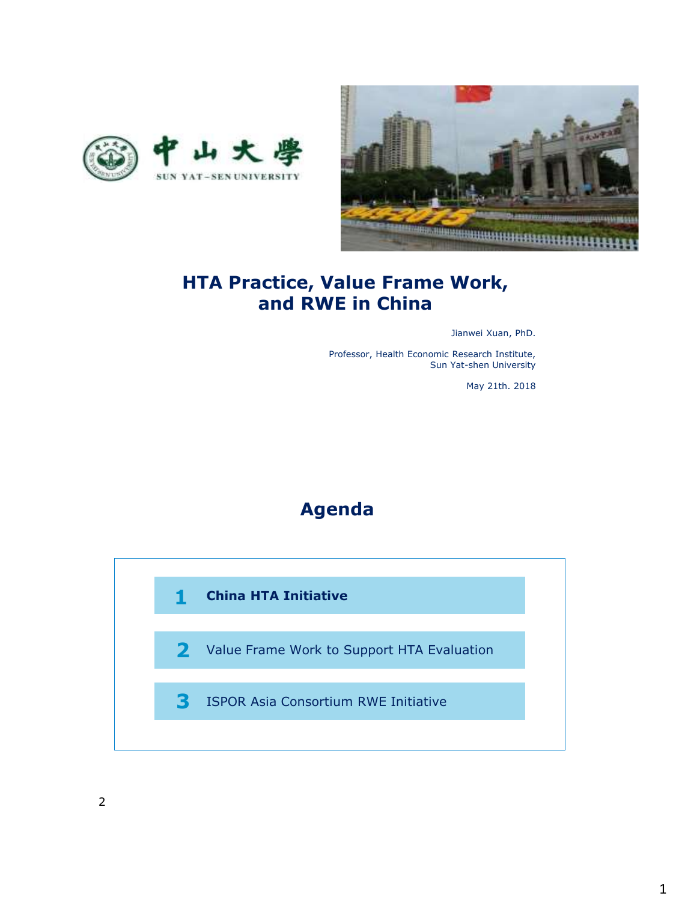中山大學

SUN YAT-SEN UNIVERSITY

# HTA Practice, Value Frame Work, and RWE in China

Jianwei Xuan, PhD.

Professor, Health Economic Research Institute, Sun Yat-shen University

May 21th. 2018

## Agenda

1. **China HTA Initiative**
2. Value Frame Work to Support HTA Evaluation
3. ISPOR Asia Consortium RWE Initiative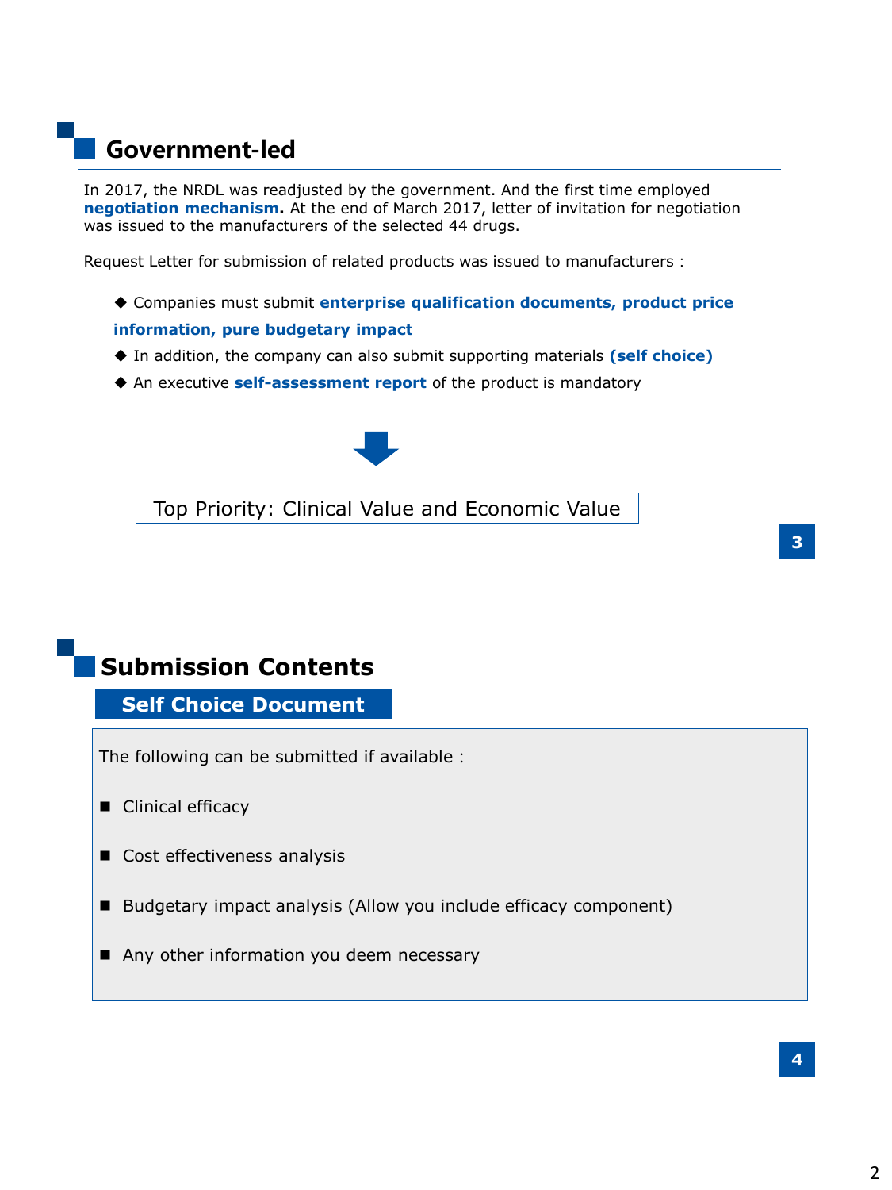## Government-led

In 2017, the NRDL was readjusted by the government. And the first time employed **negotiation mechanism.** At the end of March 2017, letter of invitation for negotiation was issued to the manufacturers of the selected 44 drugs.

Request Letter for submission of related products was issued to manufacturers :

- ◆ Companies must submit **enterprise qualification documents, product price information, pure budgetary impact**
- ◆ In addition, the company can also submit supporting materials **(self choice)**
- ◆ An executive **self-assessment report** of the product is mandatory

↓

Top Priority: Clinical Value and Economic Value

## Submission Contents

### Self Choice Document

The following can be submitted if available :

- Clinical efficacy
- Cost effectiveness analysis
- Budgetary impact analysis (Allow you include efficacy component)
- Any other information you deem necessary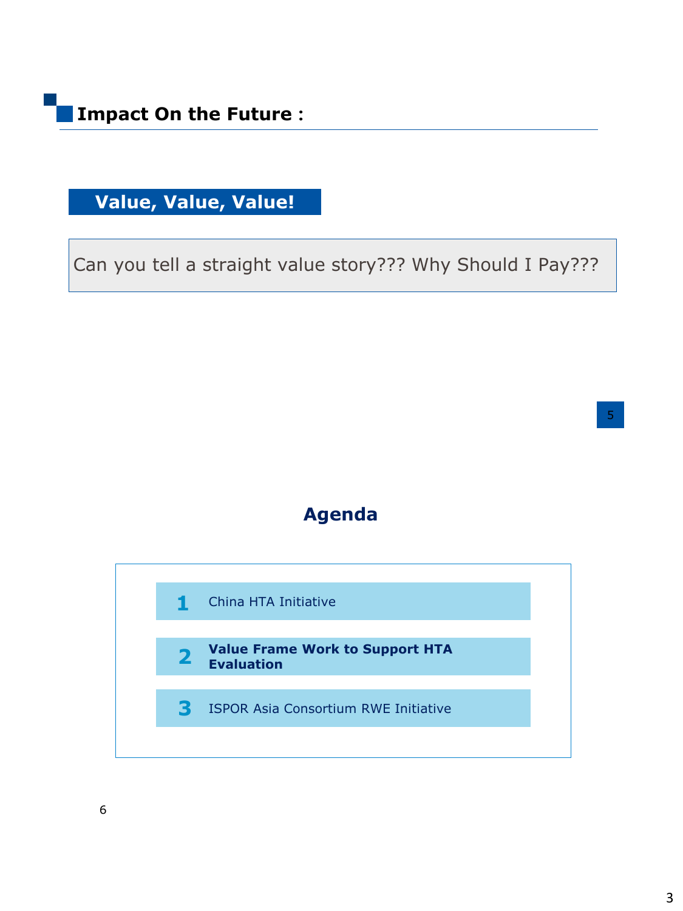## Impact On the Future :

**Value, Value, Value!**

Can you tell a straight value story??? Why Should I Pay???

## Agenda

1. China HTA Initiative
2. **Value Frame Work to Support HTA Evaluation**
3. ISPOR Asia Consortium RWE Initiative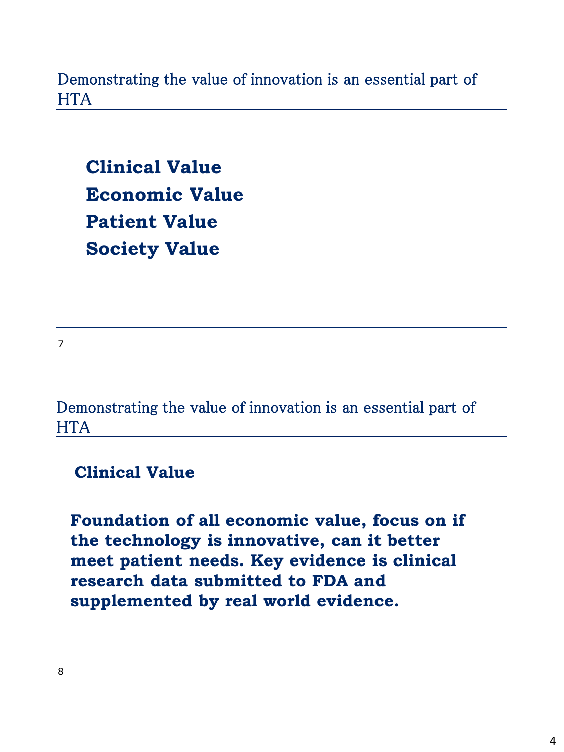## Demonstrating the value of innovation is an essential part of HTA

**Clinical Value**
**Economic Value**
**Patient Value**
**Society Value**

---

## Demonstrating the value of innovation is an essential part of HTA

**Clinical Value**

**Foundation of all economic value, focus on if the technology is innovative, can it better meet patient needs. Key evidence is clinical research data submitted to FDA and supplemented by real world evidence.**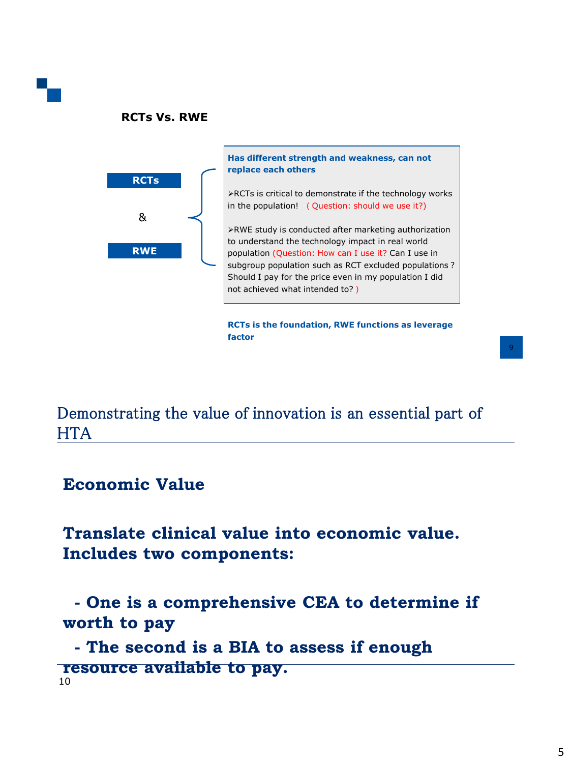## RCTs Vs. RWE

**RCTs** & **RWE**

**Has different strength and weakness, can not replace each others**

- RCTs is critical to demonstrate if the technology works in the population! ( Question: should we use it?)
- RWE study is conducted after marketing authorization to understand the technology impact in real world population (Question: How can I use it? Can I use in subgroup population such as RCT excluded populations ? Should I pay for the price even in my population I did not achieved what intended to? )

**RCTs is the foundation, RWE functions as leverage factor**

## Demonstrating the value of innovation is an essential part of HTA

**Economic Value**

**Translate clinical value into economic value. Includes two components:**

**- One is a comprehensive CEA to determine if worth to pay**

**- The second is a BIA to assess if enough resource available to pay.**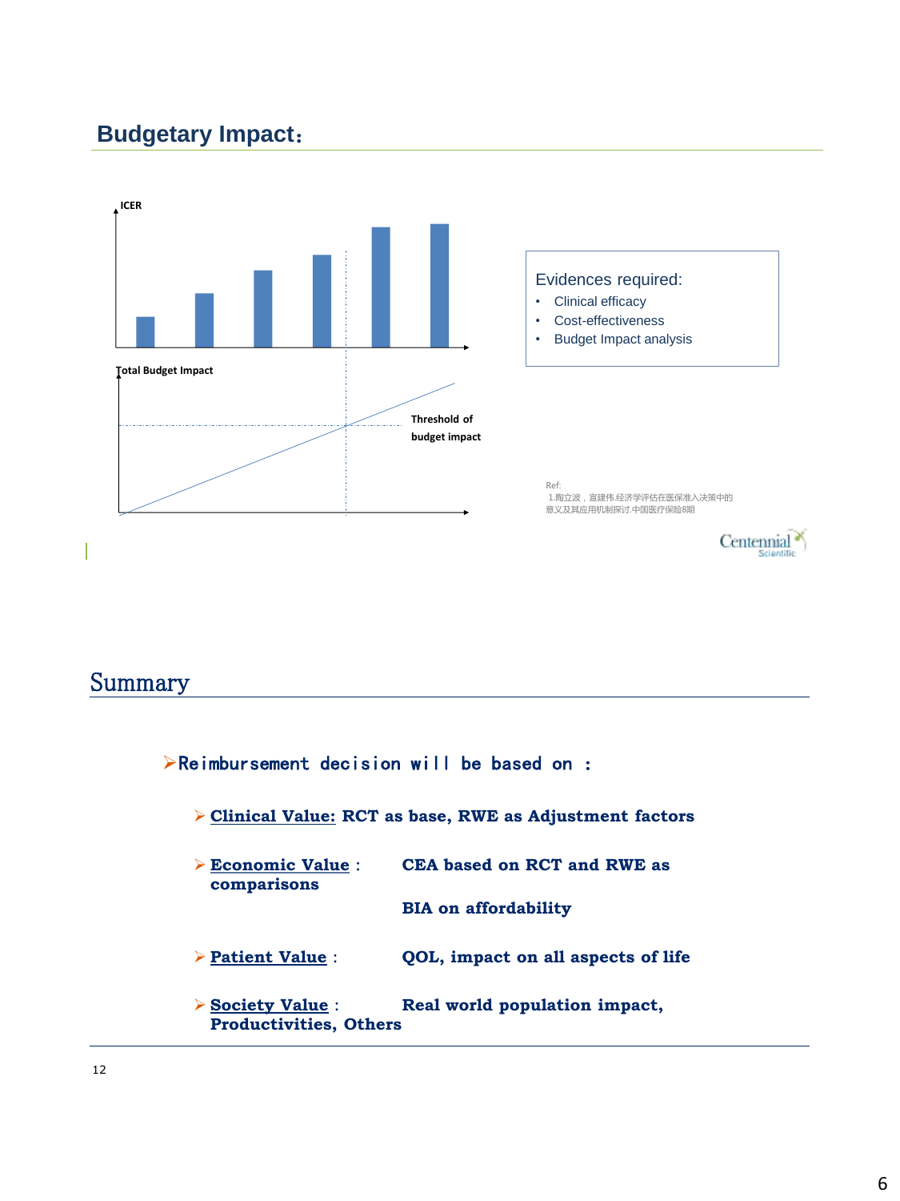## Budgetary Impact：

ICER

Total Budget Impact

Threshold of budget impact

Evidences required:

- Clinical efficacy
- Cost-effectiveness
- Budget Impact analysis

Ref:
1.陶立波，宣建伟.经济学评估在医保准入决策中的意义及其应用机制探讨.中国医疗保险8期

Centennial Scientific

## Summary

➢ **Reimbursement decision will be based on ：**

- ➢ **Clinical Value: RCT as base, RWE as Adjustment factors**
- ➢ **Economic Value : CEA based on RCT and RWE as comparisons**

  **BIA on affordability**
- ➢ **Patient Value : QOL, impact on all aspects of life**
- ➢ **Society Value : Real world population impact, Productivities, Others**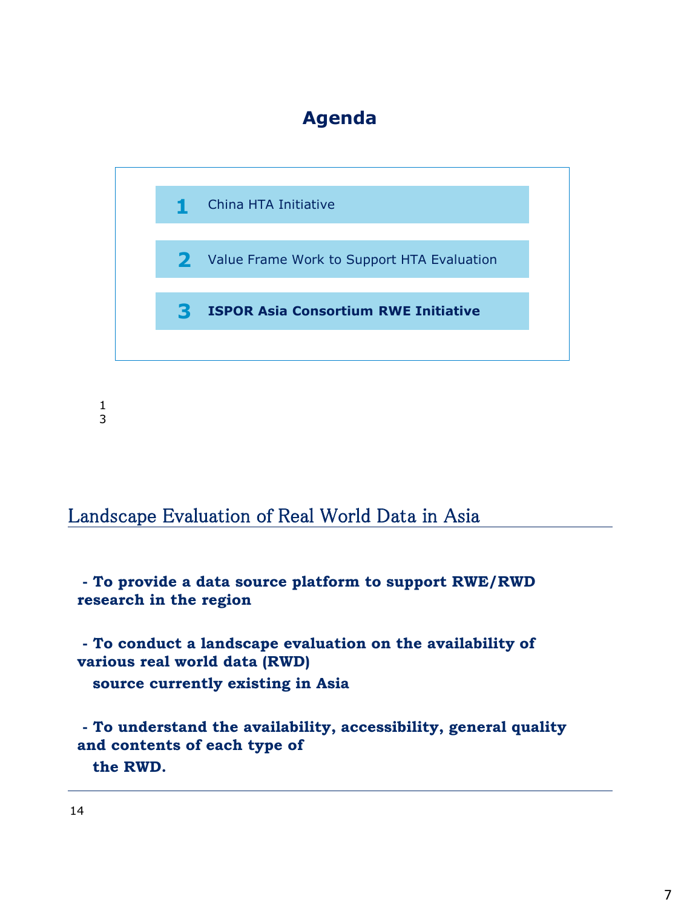# Agenda

1. China HTA Initiative
2. Value Frame Work to Support HTA Evaluation
3. **ISPOR Asia Consortium RWE Initiative**

## Landscape Evaluation of Real World Data in Asia

**- To provide a data source platform to support RWE/RWD research in the region**

**- To conduct a landscape evaluation on the availability of various real world data (RWD) source currently existing in Asia**

**- To understand the availability, accessibility, general quality and contents of each type of the RWD.**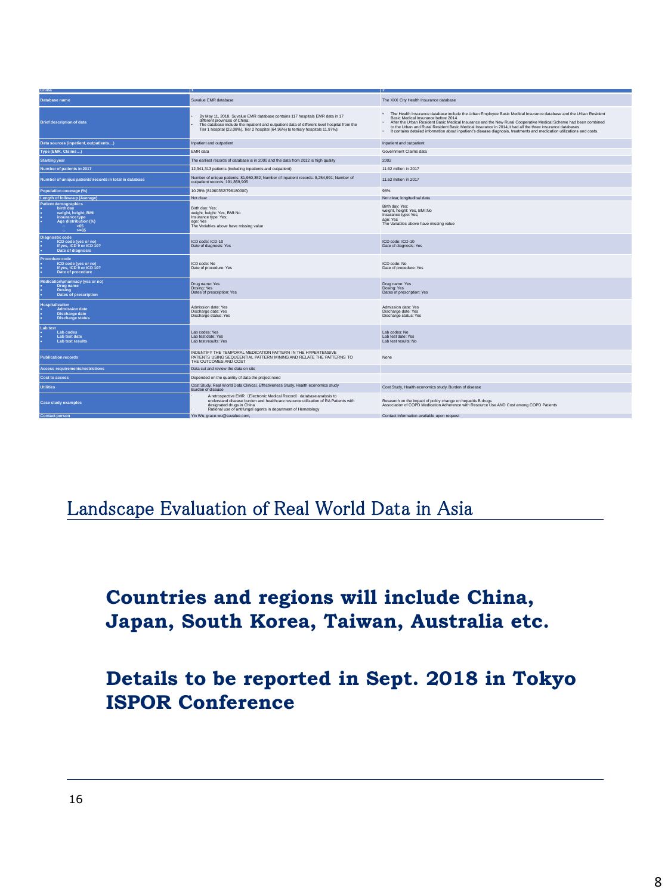| China | 1 | 2 |
|---|---|---|
| Database name | Suvalue EMR database | The XXX City Health Insurance database |
| Brief description of data | • By May 11, 2018, Suvalue EMR database contains 117 hospitals EMR data in 17 different provinces of China; • The database include the inpatient and outpatient data of different level hospital from the Tier 1 hospital (23.08%), Tier 2 hospital (64.96%) to tertiary hospitals 11.97%); | • The Health Insurance database include the Urban Employee Basic Medical Insurance database and the Urban Resident Basic Medical Insurance before 2014. • After the Urban Resident Basic Medical Insurance and the New Rural Cooperative Medical Scheme had been combined to the Urban and Rural Resident Basic Medical Insurance in 2014,it had all the three insurance databases. • It contains detailed information about inpatient's disease diagnosis, treatments and medication utilizations and costs. |
| Data sources (inpatient, outpatients…) | Inpatient and outpatient | Inpatient and outpatient |
| Type (EMR, Claims…) | EMR data | Government Claims data |
| Starting year | The earliest records of database is in 2000 and the data from 2012 is high quality | 2002 |
| Number of patients in 2017 | 12,341,313 patients (including inpatients and outpatient) | 11.62 million in 2017 |
| Number of unique patients/records in total in database | Number of unique patients: 81,960,352; Number of inpatient records: 9,254,991; Number of outpatient records: 191,859,905 | 11.62 million in 2017 |
| Population coverage (%) | 10.29% (81960352/796180000) | 98% |
| Length of follow-up (Average) | Not clear | Not clear, longitudinal data |
| Patient demographics • birth day • weight, height, BMI • insurance type • Age distribution (%) ○ <65 ○ >=65 | Birth day: Yes; weight, height: Yes, BMI:No Insurance type: Yes; age: Yes The Variables above have missing value | Birth day: Yes; weight, height: Yes, BMI:No Insurance type: Yes; age: Yes The Variables above have missing value |
| Diagnostic code • ICD code (yes or no) • If yes, ICD 9 or ICD 10? • Date of diagnosis | ICD code: ICD-10 Date of diagnosis: Yes | ICD code: ICD-10 Date of diagnosis: Yes |
| Procedure code • ICD code (yes or no) • If yes, ICD 9 or ICD 10? • Date of procedure | ICD code: No Date of procedure: Yes | ICD code: No Date of procedure: Yes |
| Medication/pharmacy (yes or no) • Drug name • Dosing • Dates of prescription | Drug name: Yes Dosing: Yes Dates of prescription: Yes | Drug name: Yes Dosing: Yes Dates of prescription: Yes |
| Hospitalization • Admission date • Discharge date • Discharge status | Admission date: Yes Discharge date: Yes Discharge status: Yes | Admission date: Yes Discharge date: Yes Discharge status: Yes |
| Lab test • Lab codes • Lab test date • Lab test results | Lab codes: Yes Lab test date: Yes Lab test results: Yes | Lab codes: No Lab test date: Yes Lab test results: No |
| Publication records | INDENTIFY THE TEMPORAL MEDICATION PATTERN IN THE HYPERTENSIVE PATIENTS USING SEQUEENTIAL PATTERN MINING AND RELATE THE PATTERNS TO THE OUTCOMES AND COST | None |
| Access requirements/restrictions | Data cut and review the data on site | |
| Cost to access | Depended on the quantity of data the project need | |
| Utilities | Cost Study, Real World Data Clinical, Effectiveness Study, Health economics study Burden of disease | Cost Study, Health economics study, Burden of disease |
| Case study examples | • A retrospective EMR（Electronic Medical Record）database analysis to understand disease burden and healthcare resource utilization of RA Patients with designated drugs in China • Rational use of antifungal agents in department of Hematology | Research on the impact of policy change on hepatitis B drugs Association of COPD Medication Adherence with Resource Use AND Cost among COPD Patients |
| Contact person | Yin Wu, grace.wu@suvalue.com, | Contact Information available upon request |

## Landscape Evaluation of Real World Data in Asia

**Countries and regions will include China, Japan, South Korea, Taiwan, Australia etc.**

**Details to be reported in Sept. 2018 in Tokyo ISPOR Conference**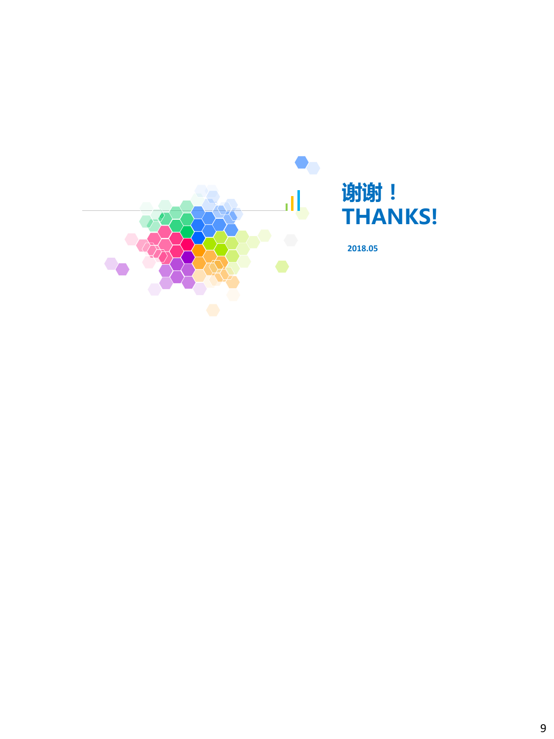# 谢谢！
# THANKS!

**2018.05**